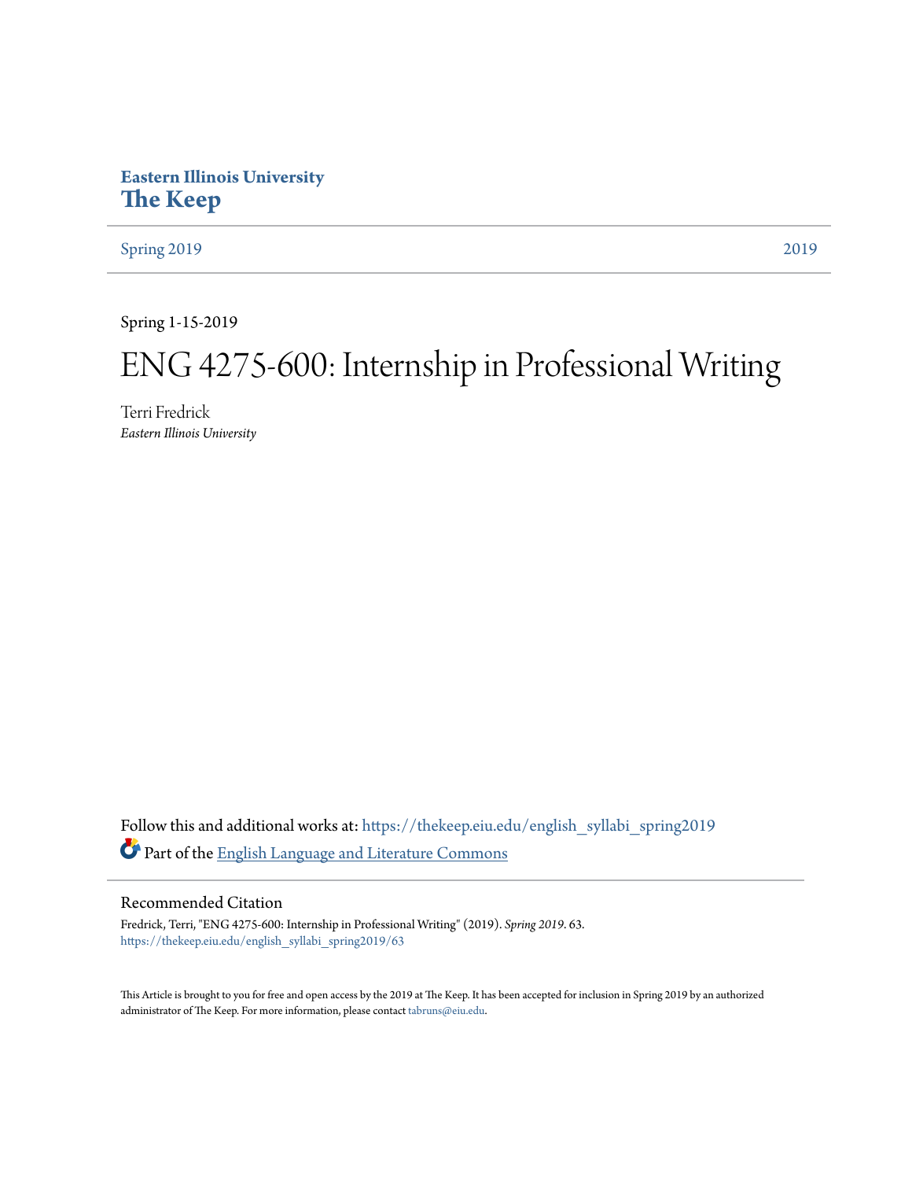**Eastern Illinois University**
# The Keep

Spring 2019 | 2019

---

Spring 1-15-2019

# ENG 4275-600: Internship in Professional Writing

Terri Fredrick
*Eastern Illinois University*

Follow this and additional works at: https://thekeep.eiu.edu/english_syllabi_spring2019

Part of the English Language and Literature Commons

## Recommended Citation

Fredrick, Terri, "ENG 4275-600: Internship in Professional Writing" (2019). *Spring 2019*. 63.
https://thekeep.eiu.edu/english_syllabi_spring2019/63

This Article is brought to you for free and open access by the 2019 at The Keep. It has been accepted for inclusion in Spring 2019 by an authorized administrator of The Keep. For more information, please contact tabruns@eiu.edu.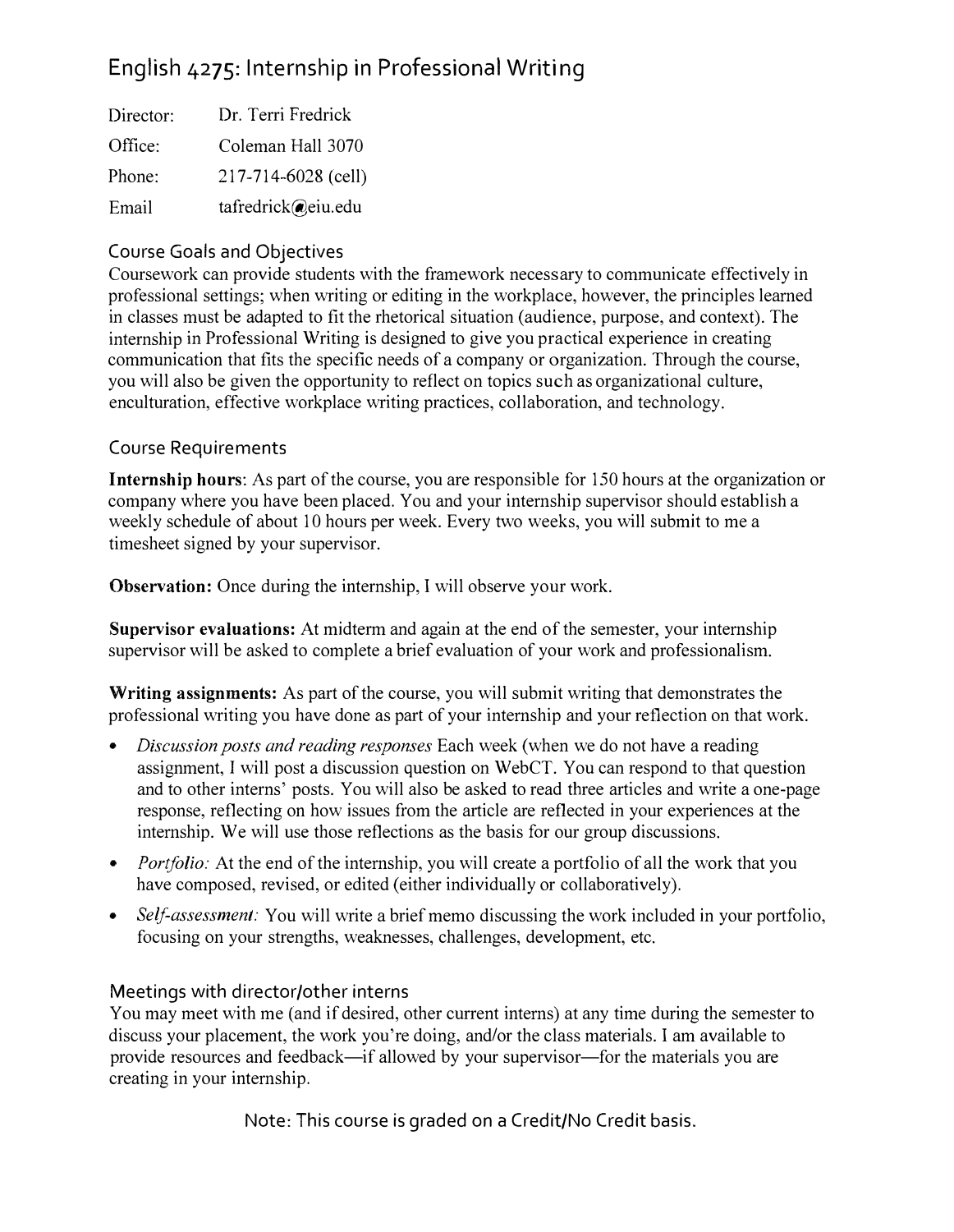# English 4275: Internship in Professional Writing

Director: Dr. Terri Fredrick
Office: Coleman Hall 3070
Phone: 217-714-6028 (cell)
Email tafredrick@eiu.edu

## Course Goals and Objectives

Coursework can provide students with the framework necessary to communicate effectively in professional settings; when writing or editing in the workplace, however, the principles learned in classes must be adapted to fit the rhetorical situation (audience, purpose, and context). The internship in Professional Writing is designed to give you practical experience in creating communication that fits the specific needs of a company or organization. Through the course, you will also be given the opportunity to reflect on topics such as organizational culture, enculturation, effective workplace writing practices, collaboration, and technology.

## Course Requirements

**Internship hours**: As part of the course, you are responsible for 150 hours at the organization or company where you have been placed. You and your internship supervisor should establish a weekly schedule of about 10 hours per week. Every two weeks, you will submit to me a timesheet signed by your supervisor.

**Observation:** Once during the internship, I will observe your work.

**Supervisor evaluations:** At midterm and again at the end of the semester, your internship supervisor will be asked to complete a brief evaluation of your work and professionalism.

**Writing assignments:** As part of the course, you will submit writing that demonstrates the professional writing you have done as part of your internship and your reflection on that work.

- *Discussion posts and reading responses* Each week (when we do not have a reading assignment, I will post a discussion question on WebCT. You can respond to that question and to other interns' posts. You will also be asked to read three articles and write a one-page response, reflecting on how issues from the article are reflected in your experiences at the internship. We will use those reflections as the basis for our group discussions.
- *Portfolio:* At the end of the internship, you will create a portfolio of all the work that you have composed, revised, or edited (either individually or collaboratively).
- *Self-assessment:* You will write a brief memo discussing the work included in your portfolio, focusing on your strengths, weaknesses, challenges, development, etc.

## Meetings with director/other interns

You may meet with me (and if desired, other current interns) at any time during the semester to discuss your placement, the work you're doing, and/or the class materials. I am available to provide resources and feedback—if allowed by your supervisor—for the materials you are creating in your internship.

Note: This course is graded on a Credit/No Credit basis.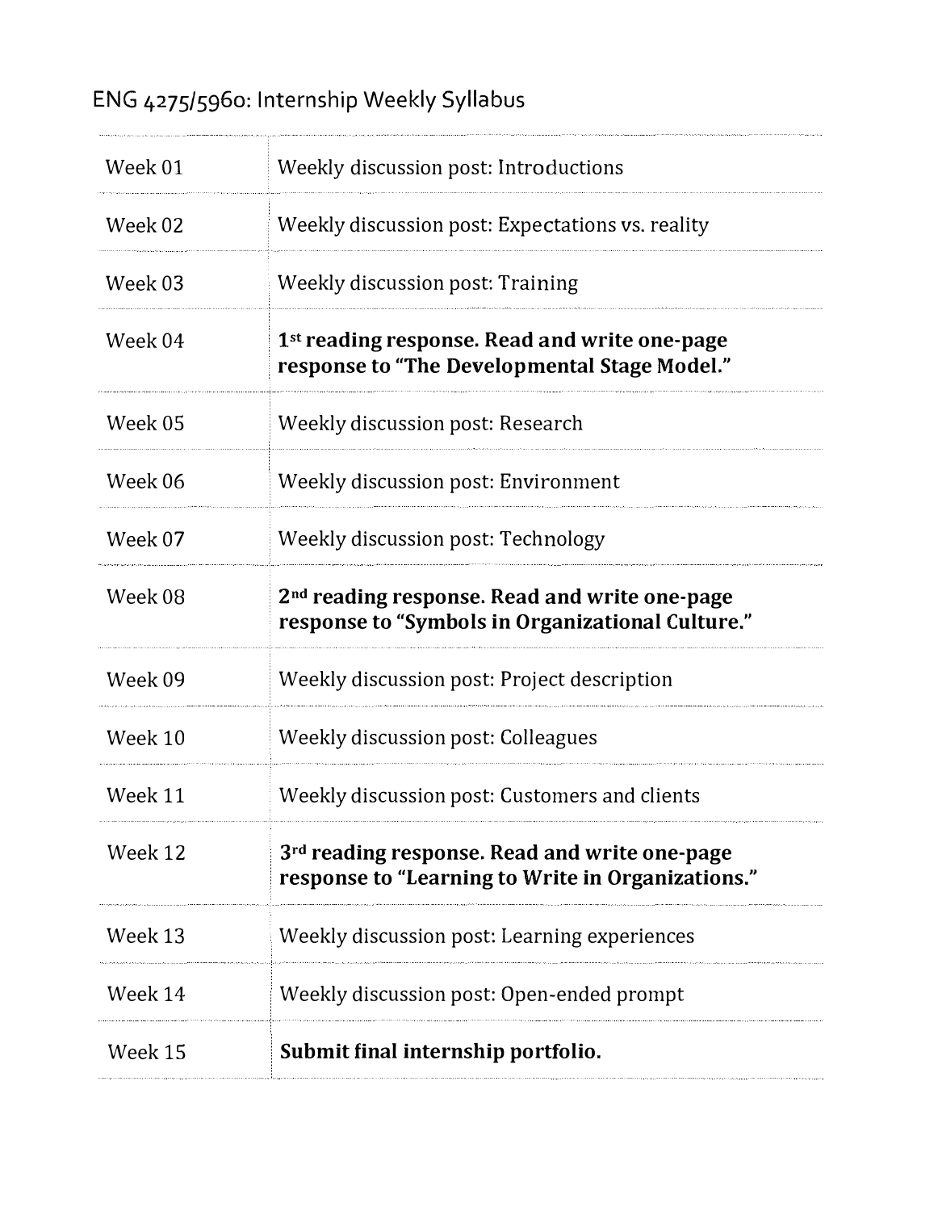# ENG 4275/5960: Internship Weekly Syllabus

| | |
|---|---|
| Week 01 | Weekly discussion post: Introductions |
| Week 02 | Weekly discussion post: Expectations vs. reality |
| Week 03 | Weekly discussion post: Training |
| Week 04 | **1st reading response. Read and write one-page response to "The Developmental Stage Model."** |
| Week 05 | Weekly discussion post: Research |
| Week 06 | Weekly discussion post: Environment |
| Week 07 | Weekly discussion post: Technology |
| Week 08 | **2nd reading response. Read and write one-page response to "Symbols in Organizational Culture."** |
| Week 09 | Weekly discussion post: Project description |
| Week 10 | Weekly discussion post: Colleagues |
| Week 11 | Weekly discussion post: Customers and clients |
| Week 12 | **3rd reading response. Read and write one-page response to "Learning to Write in Organizations."** |
| Week 13 | Weekly discussion post: Learning experiences |
| Week 14 | Weekly discussion post: Open-ended prompt |
| Week 15 | **Submit final internship portfolio.** |